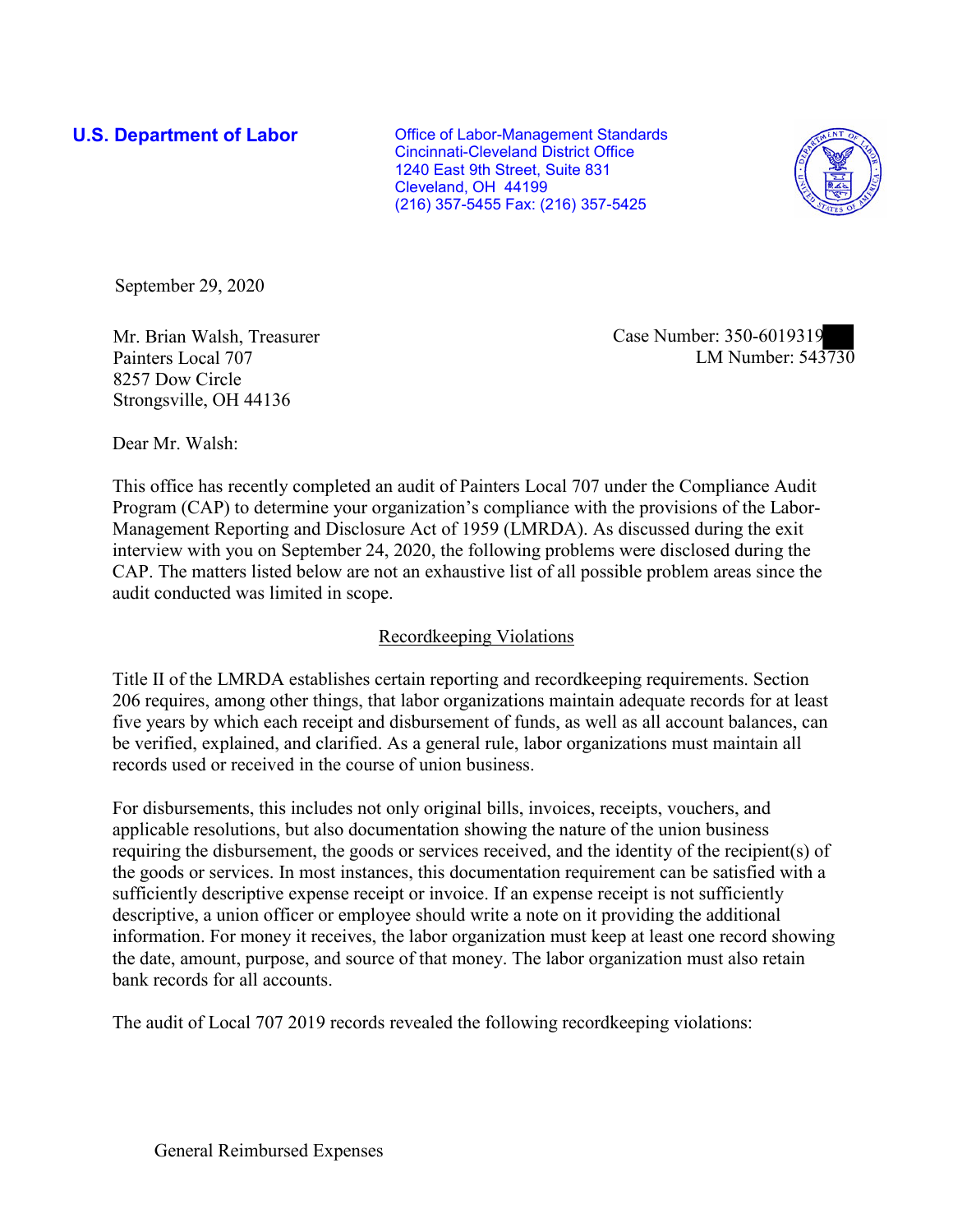**U.S. Department of Labor**

Office of Labor-Management Standards
Cincinnati-Cleveland District Office
1240 East 9th Street, Suite 831
Cleveland, OH 44199
(216) 357-5455 Fax: (216) 357-5425

September 29, 2020

Mr. Brian Walsh, Treasurer
Painters Local 707
8257 Dow Circle
Strongsville, OH 44136

Case Number: 350-6019319
LM Number: 543730

Dear Mr. Walsh:

This office has recently completed an audit of Painters Local 707 under the Compliance Audit Program (CAP) to determine your organization's compliance with the provisions of the Labor-Management Reporting and Disclosure Act of 1959 (LMRDA). As discussed during the exit interview with you on September 24, 2020, the following problems were disclosed during the CAP. The matters listed below are not an exhaustive list of all possible problem areas since the audit conducted was limited in scope.

## Recordkeeping Violations

Title II of the LMRDA establishes certain reporting and recordkeeping requirements. Section 206 requires, among other things, that labor organizations maintain adequate records for at least five years by which each receipt and disbursement of funds, as well as all account balances, can be verified, explained, and clarified. As a general rule, labor organizations must maintain all records used or received in the course of union business.

For disbursements, this includes not only original bills, invoices, receipts, vouchers, and applicable resolutions, but also documentation showing the nature of the union business requiring the disbursement, the goods or services received, and the identity of the recipient(s) of the goods or services. In most instances, this documentation requirement can be satisfied with a sufficiently descriptive expense receipt or invoice. If an expense receipt is not sufficiently descriptive, a union officer or employee should write a note on it providing the additional information. For money it receives, the labor organization must keep at least one record showing the date, amount, purpose, and source of that money. The labor organization must also retain bank records for all accounts.

The audit of Local 707 2019 records revealed the following recordkeeping violations:

General Reimbursed Expenses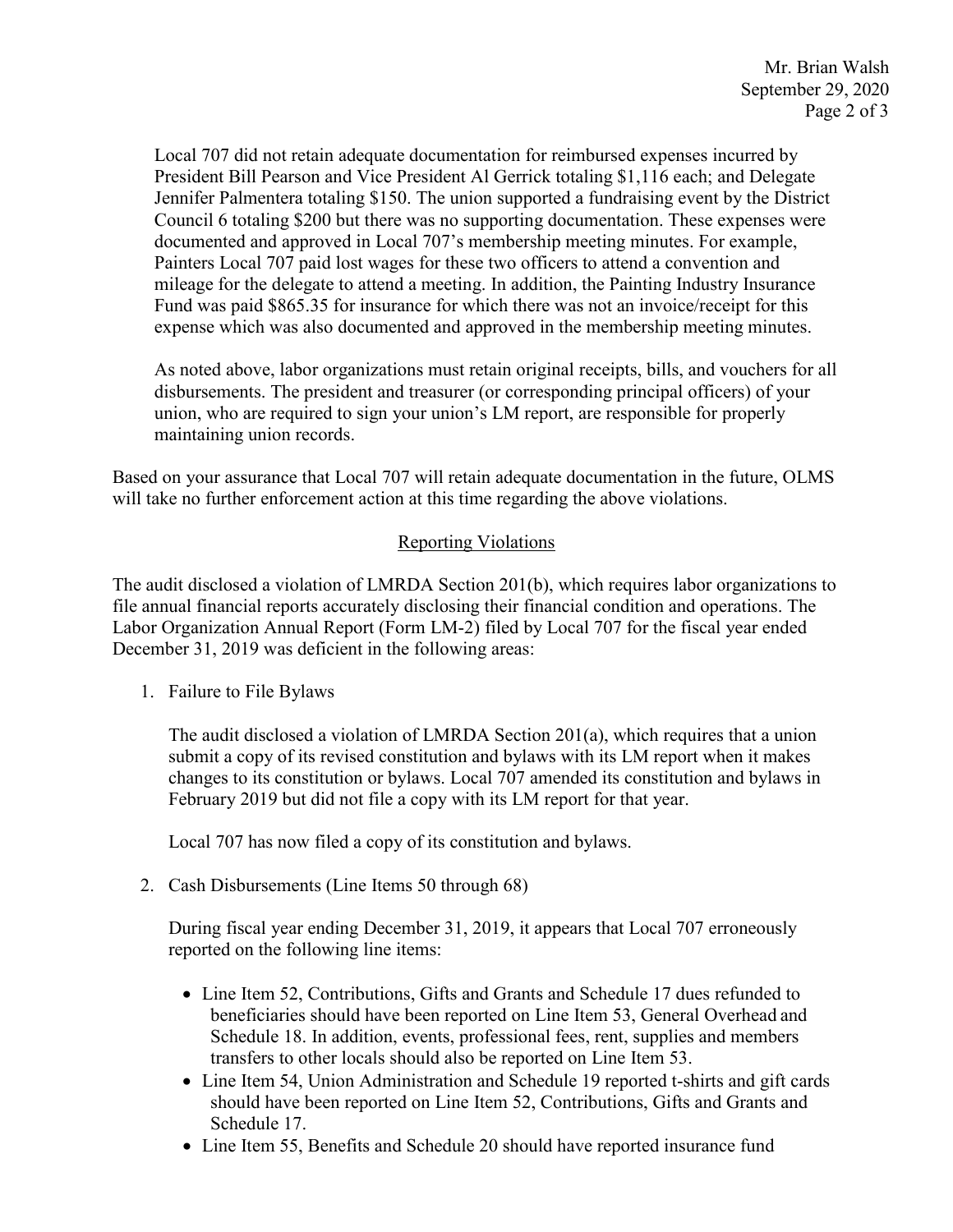Local 707 did not retain adequate documentation for reimbursed expenses incurred by President Bill Pearson and Vice President Al Gerrick totaling $1,116 each; and Delegate Jennifer Palmentera totaling $150. The union supported a fundraising event by the District Council 6 totaling $200 but there was no supporting documentation. These expenses were documented and approved in Local 707's membership meeting minutes. For example, Painters Local 707 paid lost wages for these two officers to attend a convention and mileage for the delegate to attend a meeting. In addition, the Painting Industry Insurance Fund was paid $865.35 for insurance for which there was not an invoice/receipt for this expense which was also documented and approved in the membership meeting minutes.

As noted above, labor organizations must retain original receipts, bills, and vouchers for all disbursements. The president and treasurer (or corresponding principal officers) of your union, who are required to sign your union's LM report, are responsible for properly maintaining union records.

Based on your assurance that Local 707 will retain adequate documentation in the future, OLMS will take no further enforcement action at this time regarding the above violations.

## Reporting Violations

The audit disclosed a violation of LMRDA Section 201(b), which requires labor organizations to file annual financial reports accurately disclosing their financial condition and operations. The Labor Organization Annual Report (Form LM-2) filed by Local 707 for the fiscal year ended December 31, 2019 was deficient in the following areas:

1. Failure to File Bylaws

   The audit disclosed a violation of LMRDA Section 201(a), which requires that a union submit a copy of its revised constitution and bylaws with its LM report when it makes changes to its constitution or bylaws. Local 707 amended its constitution and bylaws in February 2019 but did not file a copy with its LM report for that year.

   Local 707 has now filed a copy of its constitution and bylaws.

2. Cash Disbursements (Line Items 50 through 68)

   During fiscal year ending December 31, 2019, it appears that Local 707 erroneously reported on the following line items:

   - Line Item 52, Contributions, Gifts and Grants and Schedule 17 dues refunded to beneficiaries should have been reported on Line Item 53, General Overhead and Schedule 18. In addition, events, professional fees, rent, supplies and members transfers to other locals should also be reported on Line Item 53.
   - Line Item 54, Union Administration and Schedule 19 reported t-shirts and gift cards should have been reported on Line Item 52, Contributions, Gifts and Grants and Schedule 17.
   - Line Item 55, Benefits and Schedule 20 should have reported insurance fund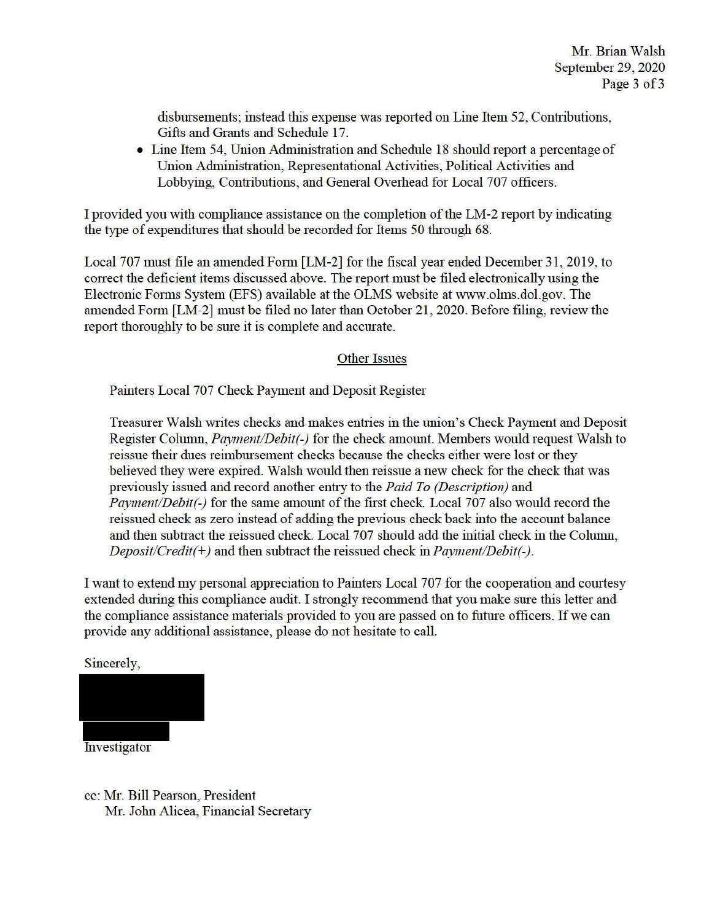disbursements; instead this expense was reported on Line Item 52, Contributions, Gifts and Grants and Schedule 17.

- Line Item 54, Union Administration and Schedule 18 should report a percentage of Union Administration, Representational Activities, Political Activities and Lobbying, Contributions, and General Overhead for Local 707 officers.

I provided you with compliance assistance on the completion of the LM-2 report by indicating the type of expenditures that should be recorded for Items 50 through 68.

Local 707 must file an amended Form [LM-2] for the fiscal year ended December 31, 2019, to correct the deficient items discussed above. The report must be filed electronically using the Electronic Forms System (EFS) available at the OLMS website at www.olms.dol.gov. The amended Form [LM-2] must be filed no later than October 21, 2020. Before filing, review the report thoroughly to be sure it is complete and accurate.

## Other Issues

Painters Local 707 Check Payment and Deposit Register

Treasurer Walsh writes checks and makes entries in the union's Check Payment and Deposit Register Column, *Payment/Debit(-)* for the check amount. Members would request Walsh to reissue their dues reimbursement checks because the checks either were lost or they believed they were expired. Walsh would then reissue a new check for the check that was previously issued and record another entry to the *Paid To (Description)* and *Payment/Debit(-)* for the same amount of the first check. Local 707 also would record the reissued check as zero instead of adding the previous check back into the account balance and then subtract the reissued check. Local 707 should add the initial check in the Column, *Deposit/Credit(+)* and then subtract the reissued check in *Payment/Debit(-)*.

I want to extend my personal appreciation to Painters Local 707 for the cooperation and courtesy extended during this compliance audit. I strongly recommend that you make sure this letter and the compliance assistance materials provided to you are passed on to future officers. If we can provide any additional assistance, please do not hesitate to call.

Sincerely,

Investigator

cc: Mr. Bill Pearson, President
Mr. John Alicea, Financial Secretary